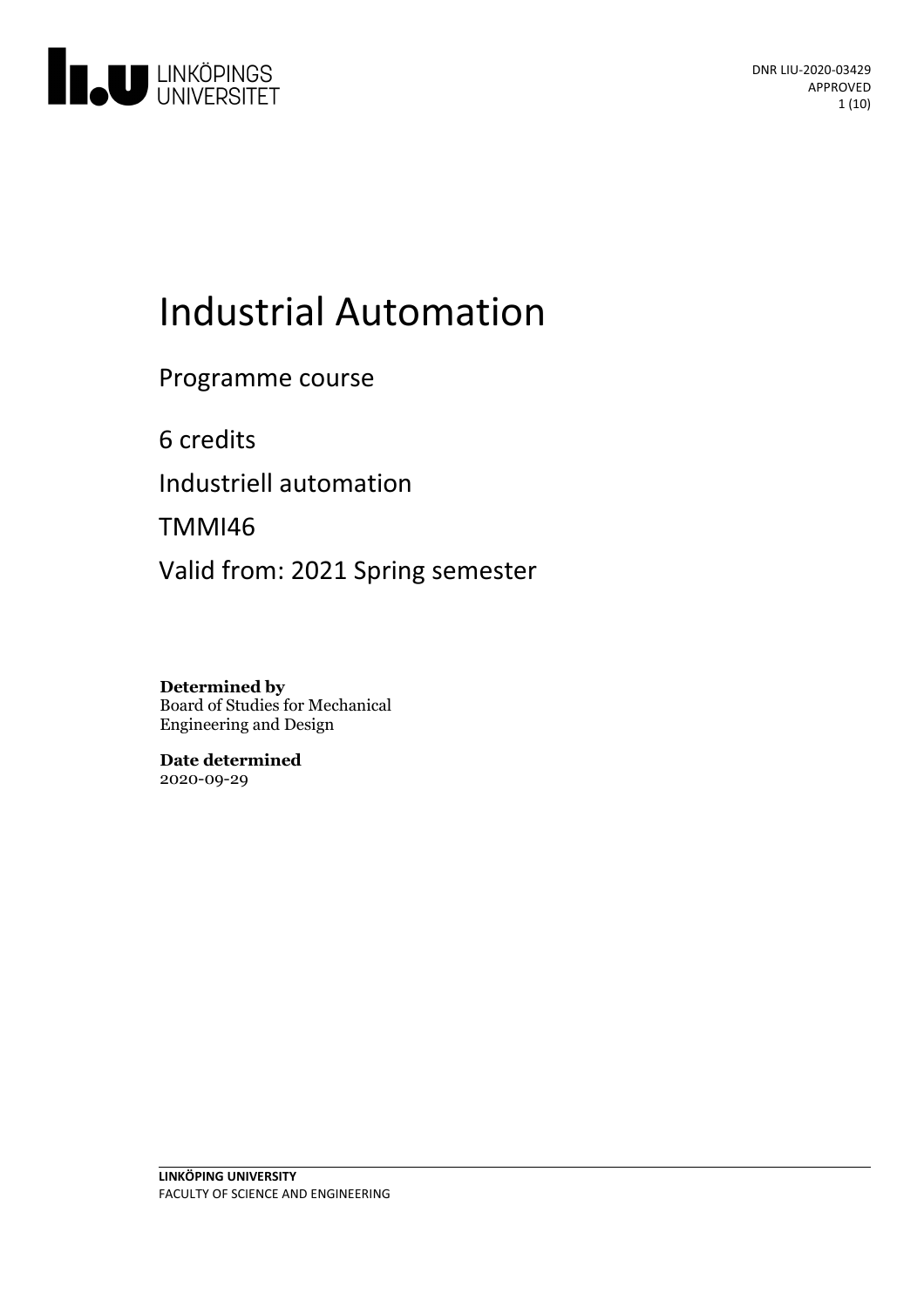DNR LIU-2020-03429
APPROVED

# Industrial Automation

Programme course

6 credits

Industriell automation

TMMI46

Valid from: 2021 Spring semester

**Determined by**
Board of Studies for Mechanical Engineering and Design

**Date determined**
2020-09-29

**LINKÖPING UNIVERSITY**
FACULTY OF SCIENCE AND ENGINEERING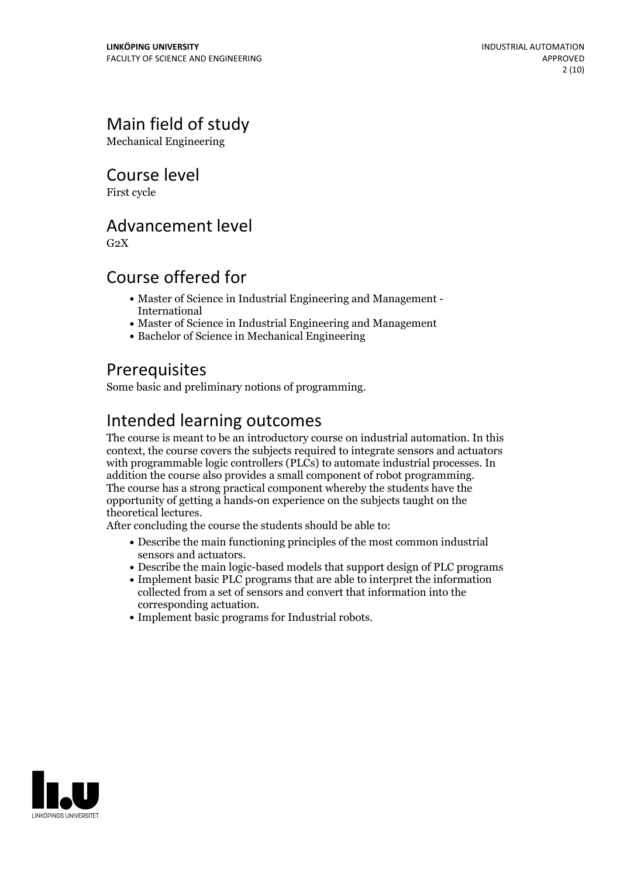# Main field of study

Mechanical Engineering

# Course level

First cycle

# Advancement level

G2X

# Course offered for

- Master of Science in Industrial Engineering and Management - International
- Master of Science in Industrial Engineering and Management
- Bachelor of Science in Mechanical Engineering

# Prerequisites

Some basic and preliminary notions of programming.

# Intended learning outcomes

The course is meant to be an introductory course on industrial automation. In this context, the course covers the subjects required to integrate sensors and actuators with programmable logic controllers (PLCs) to automate industrial processes. In addition the course also provides a small component of robot programming. The course has a strong practical component whereby the students have the opportunity of getting a hands-on experience on the subjects taught on the theoretical lectures.

After concluding the course the students should be able to:

- Describe the main functioning principles of the most common industrial sensors and actuators.
- Describe the main logic-based models that support design of PLC programs
- Implement basic PLC programs that are able to interpret the information collected from a set of sensors and convert that information into the corresponding actuation.
- Implement basic programs for Industrial robots.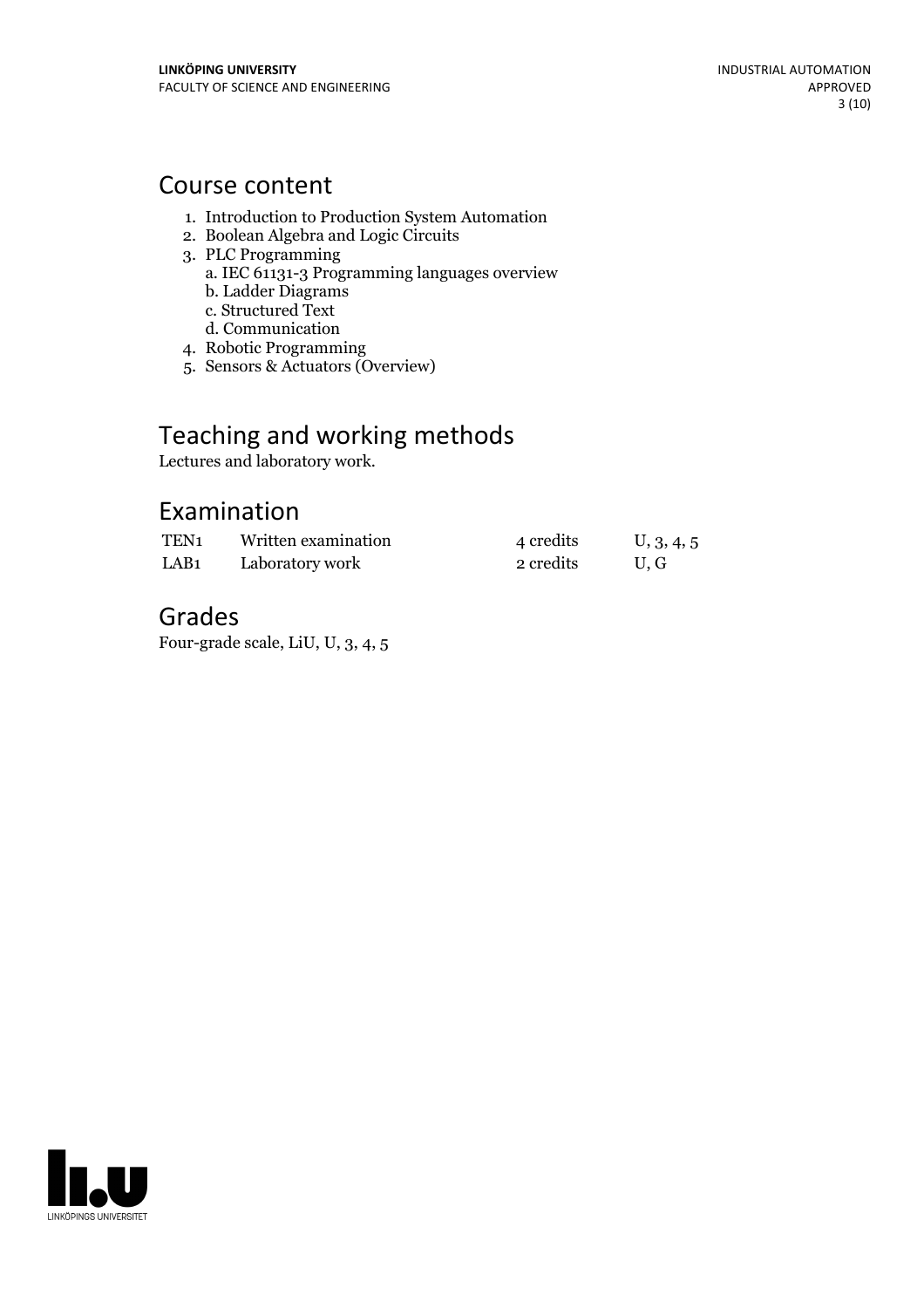## Course content

1. Introduction to Production System Automation
2. Boolean Algebra and Logic Circuits
3. PLC Programming
   a. IEC 61131-3 Programming languages overview
   b. Ladder Diagrams
   c. Structured Text
   d. Communication
4. Robotic Programming
5. Sensors & Actuators (Overview)

## Teaching and working methods

Lectures and laboratory work.

## Examination

| | | | |
|---|---|---|---|
| TEN1 | Written examination | 4 credits | U, 3, 4, 5 |
| LAB1 | Laboratory work | 2 credits | U, G |

## Grades

Four-grade scale, LiU, U, 3, 4, 5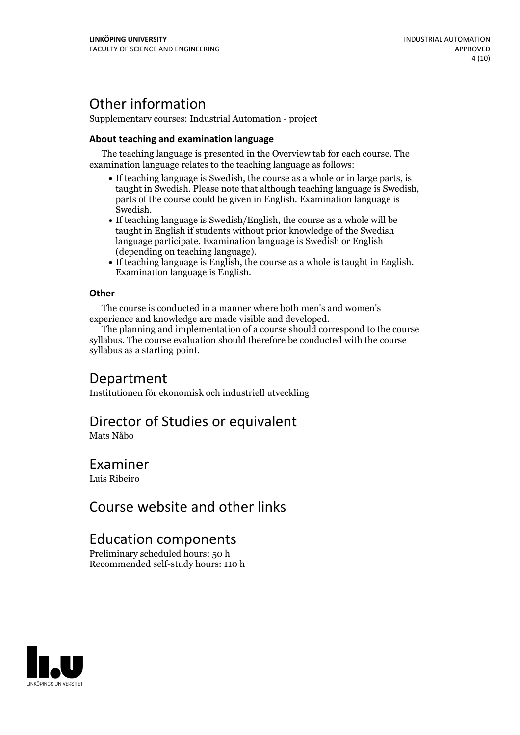## Other information

Supplementary courses: Industrial Automation - project

### About teaching and examination language

The teaching language is presented in the Overview tab for each course. The examination language relates to the teaching language as follows:

- If teaching language is Swedish, the course as a whole or in large parts, is taught in Swedish. Please note that although teaching language is Swedish, parts of the course could be given in English. Examination language is Swedish.
- If teaching language is Swedish/English, the course as a whole will be taught in English if students without prior knowledge of the Swedish language participate. Examination language is Swedish or English (depending on teaching language).
- If teaching language is English, the course as a whole is taught in English. Examination language is English.

### Other

The course is conducted in a manner where both men's and women's experience and knowledge are made visible and developed.

The planning and implementation of a course should correspond to the course syllabus. The course evaluation should therefore be conducted with the course syllabus as a starting point.

## Department

Institutionen för ekonomisk och industriell utveckling

## Director of Studies or equivalent

Mats Nåbo

## Examiner

Luis Ribeiro

## Course website and other links

## Education components

Preliminary scheduled hours: 50 h
Recommended self-study hours: 110 h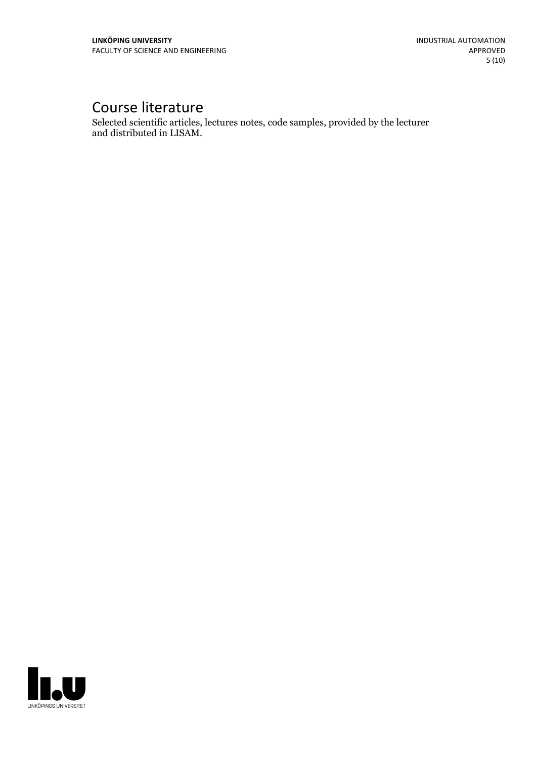## Course literature

Selected scientific articles, lectures notes, code samples, provided by the lecturer and distributed in LISAM.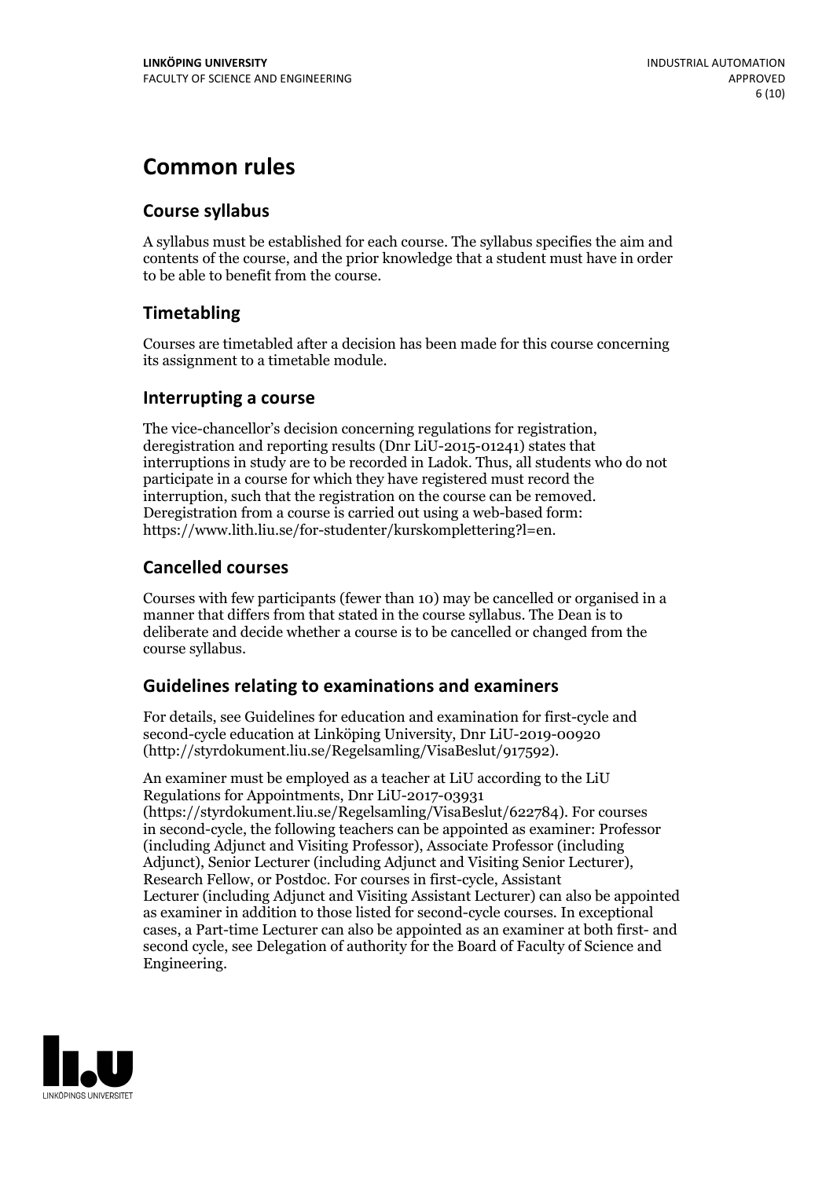# Common rules

## Course syllabus

A syllabus must be established for each course. The syllabus specifies the aim and contents of the course, and the prior knowledge that a student must have in order to be able to benefit from the course.

## Timetabling

Courses are timetabled after a decision has been made for this course concerning its assignment to a timetable module.

## Interrupting a course

The vice-chancellor's decision concerning regulations for registration, deregistration and reporting results (Dnr LiU-2015-01241) states that interruptions in study are to be recorded in Ladok. Thus, all students who do not participate in a course for which they have registered must record the interruption, such that the registration on the course can be removed. Deregistration from a course is carried out using a web-based form: https://www.lith.liu.se/for-studenter/kurskomplettering?l=en.

## Cancelled courses

Courses with few participants (fewer than 10) may be cancelled or organised in a manner that differs from that stated in the course syllabus. The Dean is to deliberate and decide whether a course is to be cancelled or changed from the course syllabus.

## Guidelines relating to examinations and examiners

For details, see Guidelines for education and examination for first-cycle and second-cycle education at Linköping University, Dnr LiU-2019-00920 (http://styrdokument.liu.se/Regelsamling/VisaBeslut/917592).

An examiner must be employed as a teacher at LiU according to the LiU Regulations for Appointments, Dnr LiU-2017-03931 (https://styrdokument.liu.se/Regelsamling/VisaBeslut/622784). For courses in second-cycle, the following teachers can be appointed as examiner: Professor (including Adjunct and Visiting Professor), Associate Professor (including Adjunct), Senior Lecturer (including Adjunct and Visiting Senior Lecturer), Research Fellow, or Postdoc. For courses in first-cycle, Assistant Lecturer (including Adjunct and Visiting Assistant Lecturer) can also be appointed as examiner in addition to those listed for second-cycle courses. In exceptional cases, a Part-time Lecturer can also be appointed as an examiner at both first- and second cycle, see Delegation of authority for the Board of Faculty of Science and Engineering.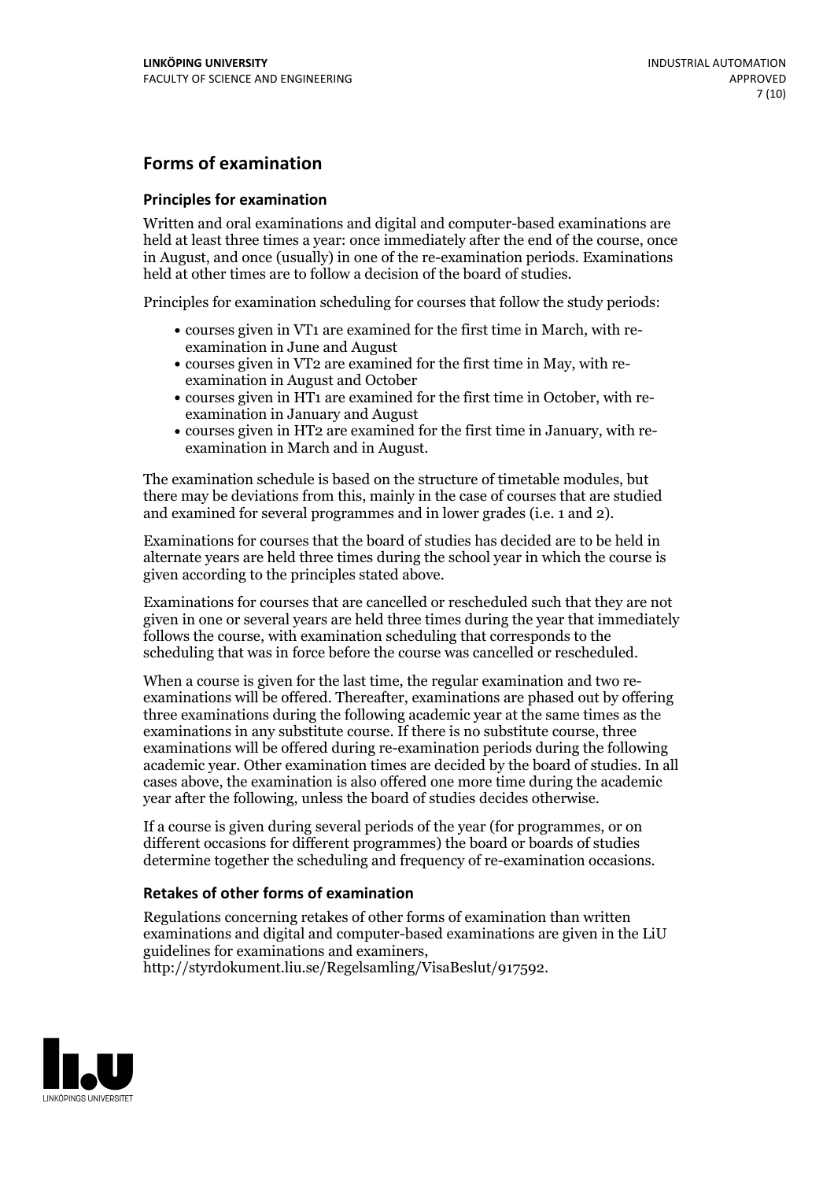## Forms of examination

### Principles for examination

Written and oral examinations and digital and computer-based examinations are held at least three times a year: once immediately after the end of the course, once in August, and once (usually) in one of the re-examination periods. Examinations held at other times are to follow a decision of the board of studies.

Principles for examination scheduling for courses that follow the study periods:

- courses given in VT1 are examined for the first time in March, with re-examination in June and August
- courses given in VT2 are examined for the first time in May, with re-examination in August and October
- courses given in HT1 are examined for the first time in October, with re-examination in January and August
- courses given in HT2 are examined for the first time in January, with re-examination in March and in August.

The examination schedule is based on the structure of timetable modules, but there may be deviations from this, mainly in the case of courses that are studied and examined for several programmes and in lower grades (i.e. 1 and 2).

Examinations for courses that the board of studies has decided are to be held in alternate years are held three times during the school year in which the course is given according to the principles stated above.

Examinations for courses that are cancelled or rescheduled such that they are not given in one or several years are held three times during the year that immediately follows the course, with examination scheduling that corresponds to the scheduling that was in force before the course was cancelled or rescheduled.

When a course is given for the last time, the regular examination and two re-examinations will be offered. Thereafter, examinations are phased out by offering three examinations during the following academic year at the same times as the examinations in any substitute course. If there is no substitute course, three examinations will be offered during re-examination periods during the following academic year. Other examination times are decided by the board of studies. In all cases above, the examination is also offered one more time during the academic year after the following, unless the board of studies decides otherwise.

If a course is given during several periods of the year (for programmes, or on different occasions for different programmes) the board or boards of studies determine together the scheduling and frequency of re-examination occasions.

### Retakes of other forms of examination

Regulations concerning retakes of other forms of examination than written examinations and digital and computer-based examinations are given in the LiU guidelines for examinations and examiners, http://styrdokument.liu.se/Regelsamling/VisaBeslut/917592.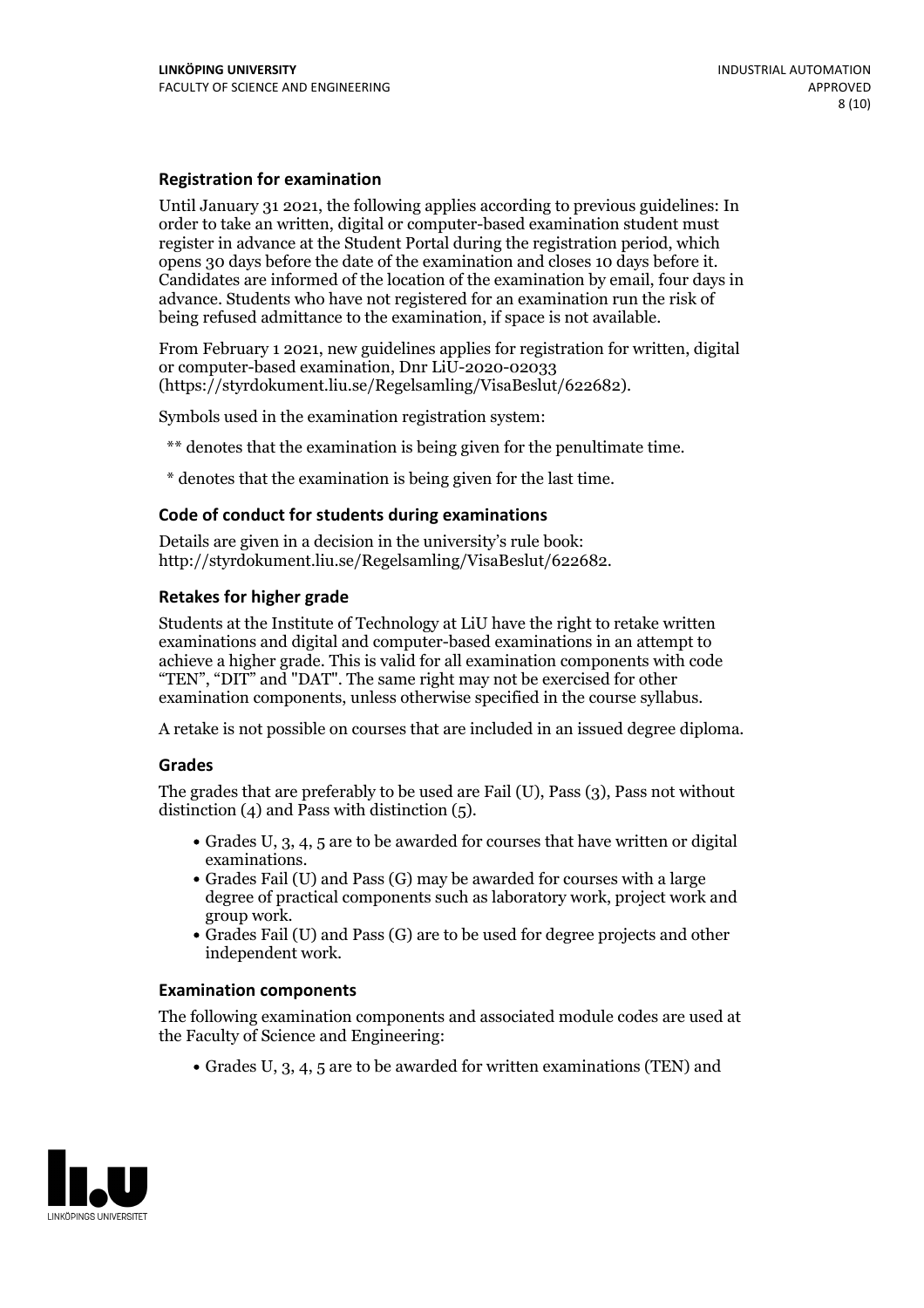### Registration for examination

Until January 31 2021, the following applies according to previous guidelines: In order to take an written, digital or computer-based examination student must register in advance at the Student Portal during the registration period, which opens 30 days before the date of the examination and closes 10 days before it. Candidates are informed of the location of the examination by email, four days in advance. Students who have not registered for an examination run the risk of being refused admittance to the examination, if space is not available.

From February 1 2021, new guidelines applies for registration for written, digital or computer-based examination, Dnr LiU-2020-02033 (https://styrdokument.liu.se/Regelsamling/VisaBeslut/622682).

Symbols used in the examination registration system:

** denotes that the examination is being given for the penultimate time.

* denotes that the examination is being given for the last time.

### Code of conduct for students during examinations

Details are given in a decision in the university's rule book: http://styrdokument.liu.se/Regelsamling/VisaBeslut/622682.

### Retakes for higher grade

Students at the Institute of Technology at LiU have the right to retake written examinations and digital and computer-based examinations in an attempt to achieve a higher grade. This is valid for all examination components with code "TEN", "DIT" and "DAT". The same right may not be exercised for other examination components, unless otherwise specified in the course syllabus.

A retake is not possible on courses that are included in an issued degree diploma.

### Grades

The grades that are preferably to be used are Fail (U), Pass (3), Pass not without distinction (4) and Pass with distinction (5).

- Grades U, 3, 4, 5 are to be awarded for courses that have written or digital examinations.
- Grades Fail (U) and Pass (G) may be awarded for courses with a large degree of practical components such as laboratory work, project work and group work.
- Grades Fail (U) and Pass (G) are to be used for degree projects and other independent work.

### Examination components

The following examination components and associated module codes are used at the Faculty of Science and Engineering:

- Grades U, 3, 4, 5 are to be awarded for written examinations (TEN) and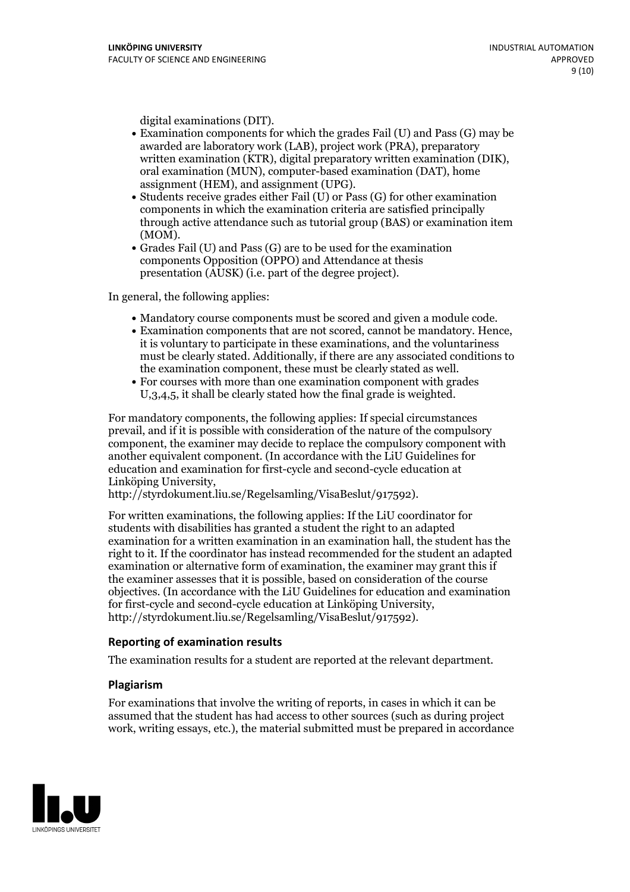digital examinations (DIT).

- Examination components for which the grades Fail (U) and Pass (G) may be awarded are laboratory work (LAB), project work (PRA), preparatory written examination (KTR), digital preparatory written examination (DIK), oral examination (MUN), computer-based examination (DAT), home assignment (HEM), and assignment (UPG).
- Students receive grades either Fail (U) or Pass (G) for other examination components in which the examination criteria are satisfied principally through active attendance such as tutorial group (BAS) or examination item (MOM).
- Grades Fail (U) and Pass (G) are to be used for the examination components Opposition (OPPO) and Attendance at thesis presentation (AUSK) (i.e. part of the degree project).

In general, the following applies:

- Mandatory course components must be scored and given a module code.
- Examination components that are not scored, cannot be mandatory. Hence, it is voluntary to participate in these examinations, and the voluntariness must be clearly stated. Additionally, if there are any associated conditions to the examination component, these must be clearly stated as well.
- For courses with more than one examination component with grades U,3,4,5, it shall be clearly stated how the final grade is weighted.

For mandatory components, the following applies: If special circumstances prevail, and if it is possible with consideration of the nature of the compulsory component, the examiner may decide to replace the compulsory component with another equivalent component. (In accordance with the LiU Guidelines for education and examination for first-cycle and second-cycle education at Linköping University, http://styrdokument.liu.se/Regelsamling/VisaBeslut/917592).

For written examinations, the following applies: If the LiU coordinator for students with disabilities has granted a student the right to an adapted examination for a written examination in an examination hall, the student has the right to it. If the coordinator has instead recommended for the student an adapted examination or alternative form of examination, the examiner may grant this if the examiner assesses that it is possible, based on consideration of the course objectives. (In accordance with the LiU Guidelines for education and examination for first-cycle and second-cycle education at Linköping University, http://styrdokument.liu.se/Regelsamling/VisaBeslut/917592).

### Reporting of examination results

The examination results for a student are reported at the relevant department.

### Plagiarism

For examinations that involve the writing of reports, in cases in which it can be assumed that the student has had access to other sources (such as during project work, writing essays, etc.), the material submitted must be prepared in accordance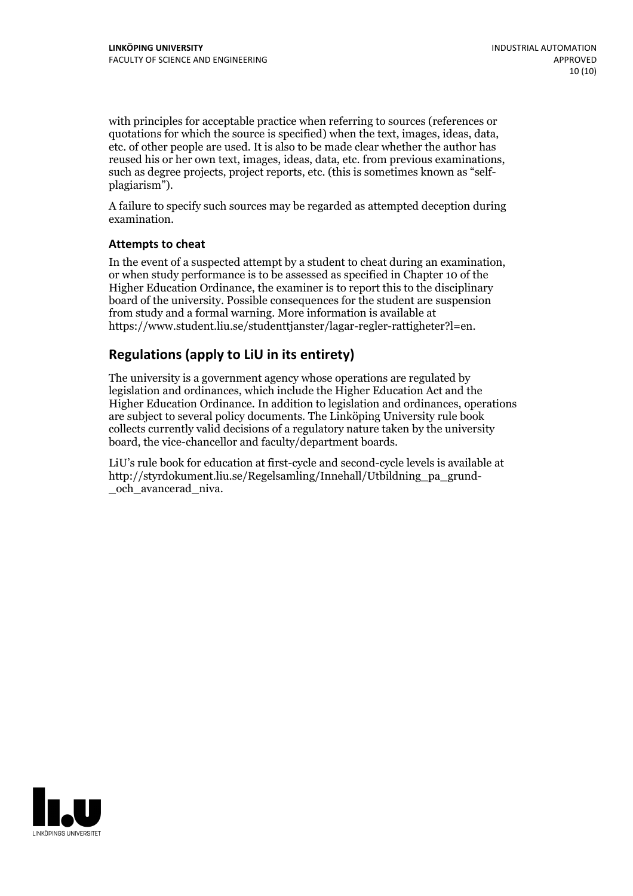with principles for acceptable practice when referring to sources (references or quotations for which the source is specified) when the text, images, ideas, data, etc. of other people are used. It is also to be made clear whether the author has reused his or her own text, images, ideas, data, etc. from previous examinations, such as degree projects, project reports, etc. (this is sometimes known as "self-plagiarism").

A failure to specify such sources may be regarded as attempted deception during examination.

### Attempts to cheat

In the event of a suspected attempt by a student to cheat during an examination, or when study performance is to be assessed as specified in Chapter 10 of the Higher Education Ordinance, the examiner is to report this to the disciplinary board of the university. Possible consequences for the student are suspension from study and a formal warning. More information is available at https://www.student.liu.se/studenttjanster/lagar-regler-rattigheter?l=en.

## Regulations (apply to LiU in its entirety)

The university is a government agency whose operations are regulated by legislation and ordinances, which include the Higher Education Act and the Higher Education Ordinance. In addition to legislation and ordinances, operations are subject to several policy documents. The Linköping University rule book collects currently valid decisions of a regulatory nature taken by the university board, the vice-chancellor and faculty/department boards.

LiU's rule book for education at first-cycle and second-cycle levels is available at http://styrdokument.liu.se/Regelsamling/Innehall/Utbildning_pa_grund-_och_avancerad_niva.